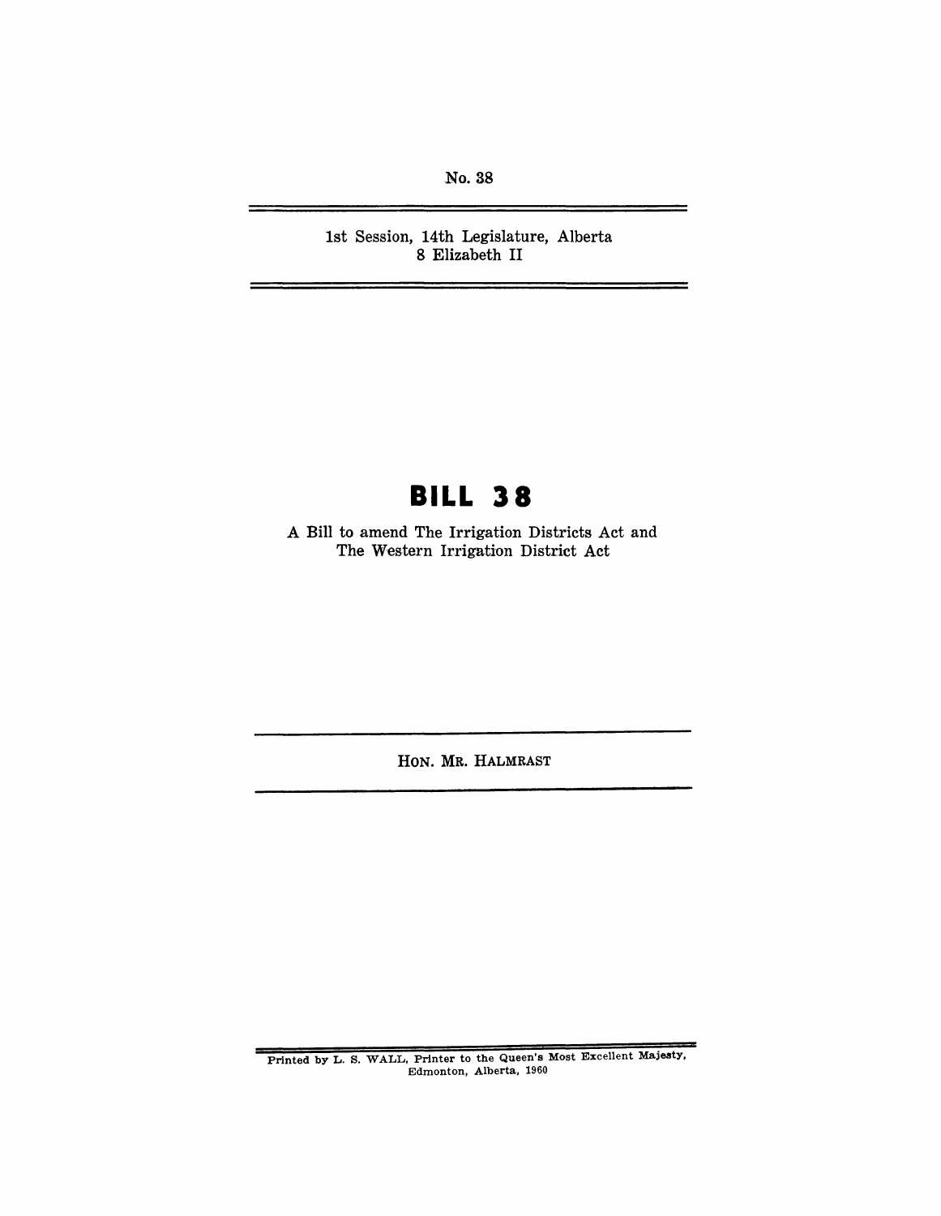No. 38

1st Session, 14th Legislature, Alberta
8 Elizabeth II

# BILL 38

A Bill to amend The Irrigation Districts Act and The Western Irrigation District Act

HON. MR. HALMRAST

Printed by L. S. WALL, Printer to the Queen's Most Excellent Majesty, Edmonton, Alberta, 1960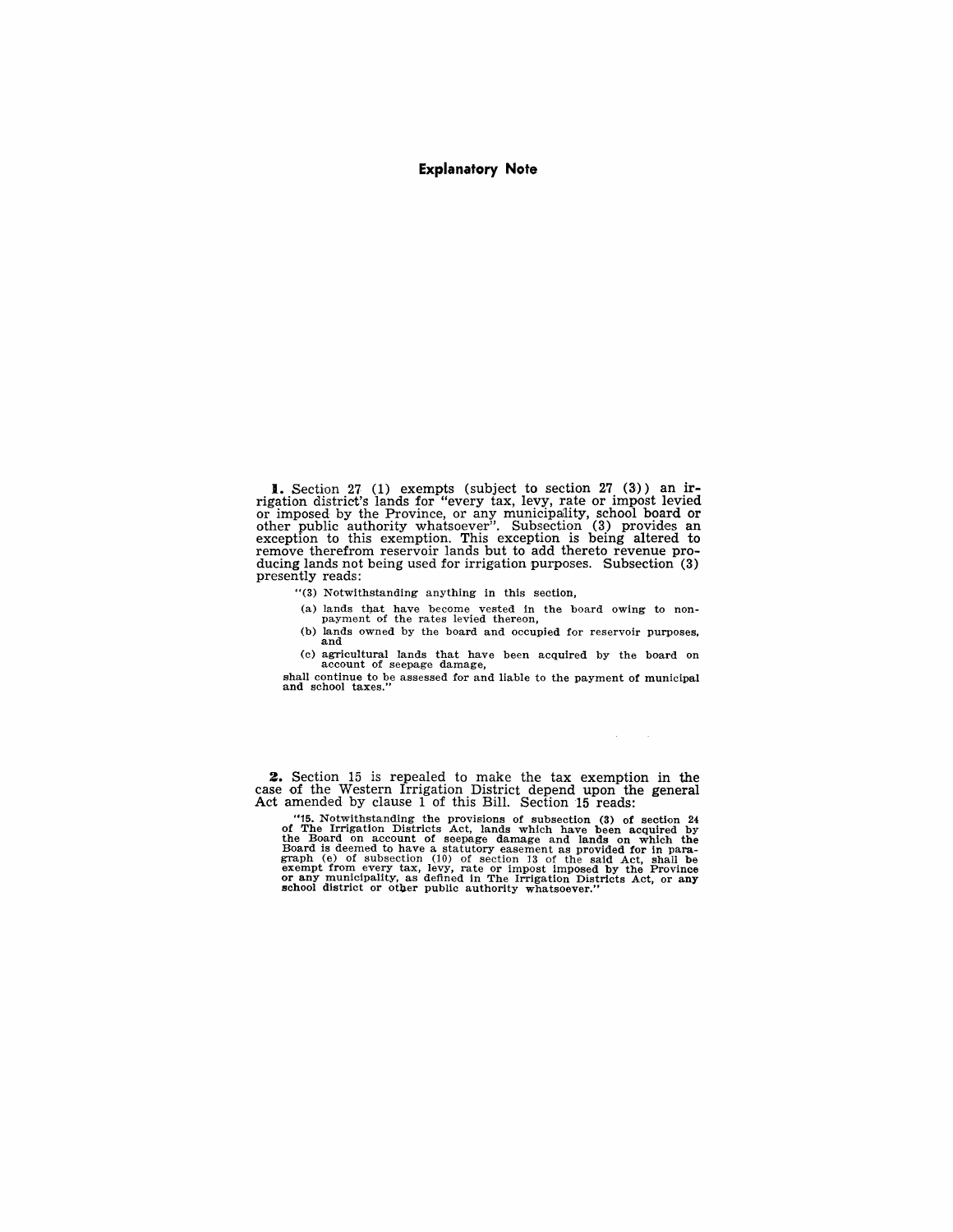## Explanatory Note

**1.** Section 27 (1) exempts (subject to section 27 (3)) an irrigation district's lands for "every tax, levy, rate or impost levied or imposed by the Province, or any municipality, school board or other public authority whatsoever". Subsection (3) provides an exception to this exemption. This exception is being altered to remove therefrom reservoir lands but to add thereto revenue producing lands not being used for irrigation purposes. Subsection (3) presently reads:

> "(3) Notwithstanding anything in this section,
>
> (a) lands that have become vested in the board owing to non-payment of the rates levied thereon,
>
> (b) lands owned by the board and occupied for reservoir purposes, and
>
> (c) agricultural lands that have been acquired by the board on account of seepage damage,
>
> shall continue to be assessed for and liable to the payment of municipal and school taxes."

**2.** Section 15 is repealed to make the tax exemption in the case of the Western Irrigation District depend upon the general Act amended by clause 1 of this Bill. Section 15 reads:

> "**15.** Notwithstanding the provisions of subsection (3) of section 24 of The Irrigation Districts Act, lands which have been acquired by the Board on account of seepage damage and lands on which the Board is deemed to have a statutory easement as provided for in paragraph (e) of subsection (10) of section 13 of the said Act, shall be exempt from every tax, levy, rate or impost imposed by the Province or any municipality, as defined in The Irrigation Districts Act, or any school district or other public authority whatsoever."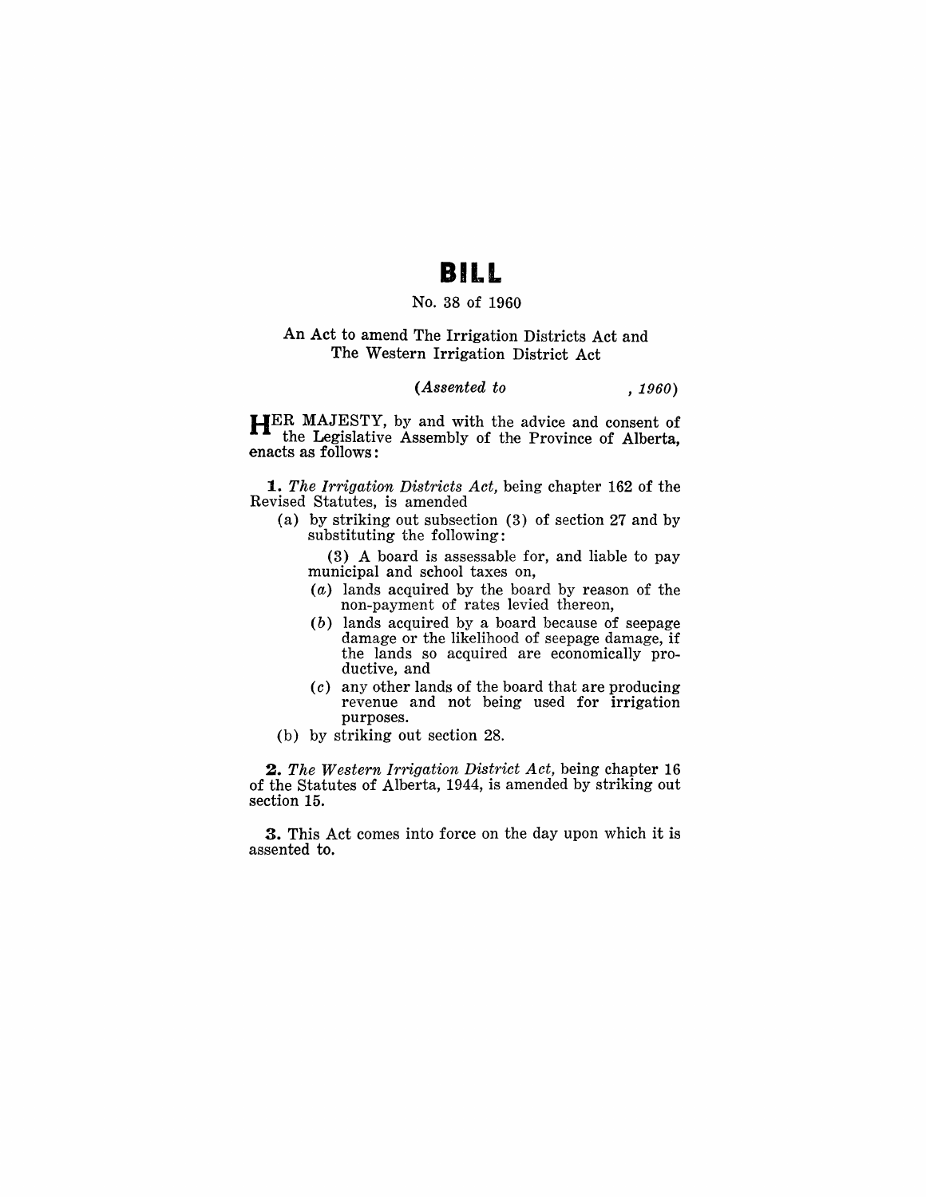# BILL

No. 38 of 1960

An Act to amend The Irrigation Districts Act and The Western Irrigation District Act

*(Assented to , 1960)*

HER MAJESTY, by and with the advice and consent of the Legislative Assembly of the Province of Alberta, enacts as follows:

**1.** *The Irrigation Districts Act,* being chapter 162 of the Revised Statutes, is amended

(a) by striking out subsection (3) of section 27 and by substituting the following:

(3) A board is assessable for, and liable to pay municipal and school taxes on,

(*a*) lands acquired by the board by reason of the non-payment of rates levied thereon,

(*b*) lands acquired by a board because of seepage damage or the likelihood of seepage damage, if the lands so acquired are economically productive, and

(*c*) any other lands of the board that are producing revenue and not being used for irrigation purposes.

(b) by striking out section 28.

**2.** *The Western Irrigation District Act,* being chapter 16 of the Statutes of Alberta, 1944, is amended by striking out section 15.

**3.** This Act comes into force on the day upon which it is assented to.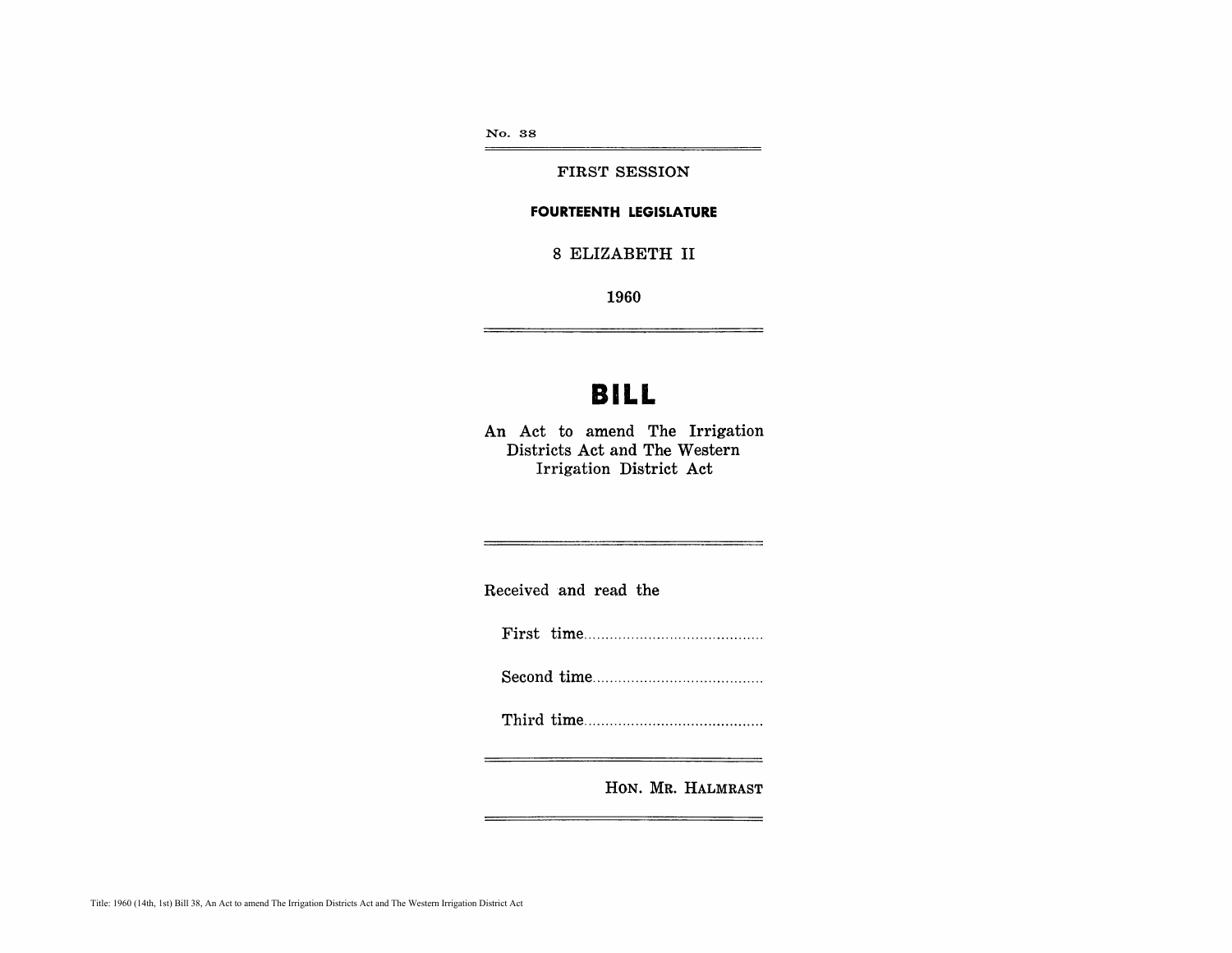No. 38

FIRST SESSION

**FOURTEENTH LEGISLATURE**

8 ELIZABETH II

1960

# BILL

An Act to amend The Irrigation Districts Act and The Western Irrigation District Act

Received and read the

First time..........................................

Second time........................................

Third time..........................................

HON. MR. HALMRAST

Title: 1960 (14th, 1st) Bill 38, An Act to amend The Irrigation Districts Act and The Western Irrigation District Act